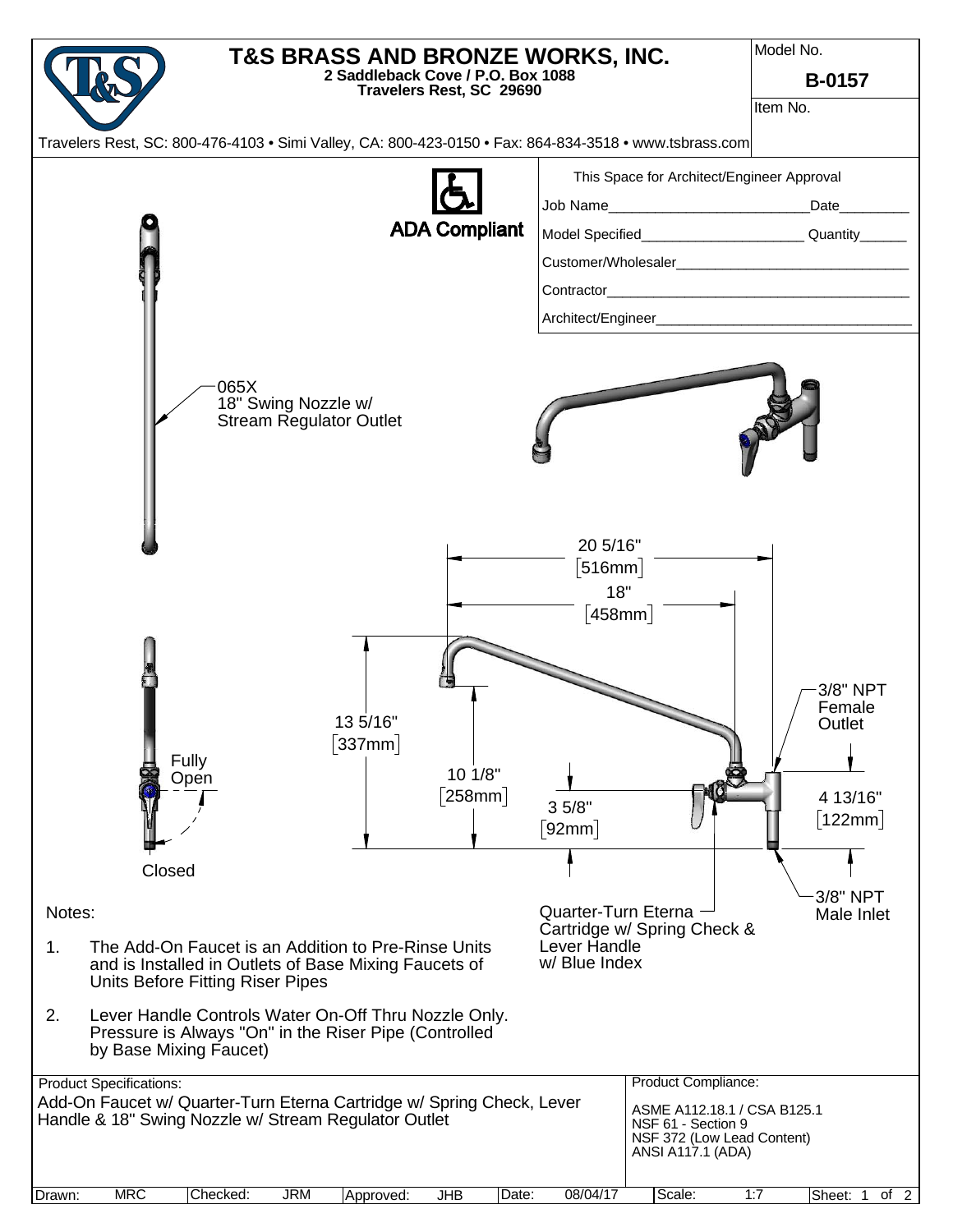# T&S BRASS AND BRONZE WORKS, INC.

**2 Saddleback Cove / P.O. Box 1088**
**Travelers Rest, SC 29690**

Travelers Rest, SC: 800-476-4103 • Simi Valley, CA: 800-423-0150 • Fax: 864-834-3518 • www.tsbrass.com

| Model No. | **B-0157** |
| --- | --- |
| Item No. | |

ADA Compliant

This Space for Architect/Engineer Approval

Job Name__________________________ Date_________

Model Specified_____________________ Quantity______

Customer/Wholesaler______________________________

Contractor_______________________________________

Architect/Engineer________________________________

065X
18" Swing Nozzle w/
Stream Regulator Outlet

20 5/16" [516mm]

18" [458mm]

13 5/16" [337mm]

10 1/8" [258mm]

3 5/8" [92mm]

4 13/16" [122mm]

3/8" NPT Female Outlet

3/8" NPT Male Inlet

Fully Open

Closed

Quarter-Turn Eterna Cartridge w/ Spring Check & Lever Handle w/ Blue Index

Notes:

1. The Add-On Faucet is an Addition to Pre-Rinse Units and is Installed in Outlets of Base Mixing Faucets of Units Before Fitting Riser Pipes
2. Lever Handle Controls Water On-Off Thru Nozzle Only. Pressure is Always "On" in the Riser Pipe (Controlled by Base Mixing Faucet)

**Product Specifications:**
Add-On Faucet w/ Quarter-Turn Eterna Cartridge w/ Spring Check, Lever Handle & 18" Swing Nozzle w/ Stream Regulator Outlet

**Product Compliance:**
ASME A112.18.1 / CSA B125.1
NSF 61 - Section 9
NSF 372 (Low Lead Content)
ANSI A117.1 (ADA)

| Drawn: | MRC | Checked: | JRM | Approved: | JHB | Date: | 08/04/17 | Scale: | 1:7 | Sheet: 1 of 2 |
| --- | --- | --- | --- | --- | --- | --- | --- | --- | --- | --- |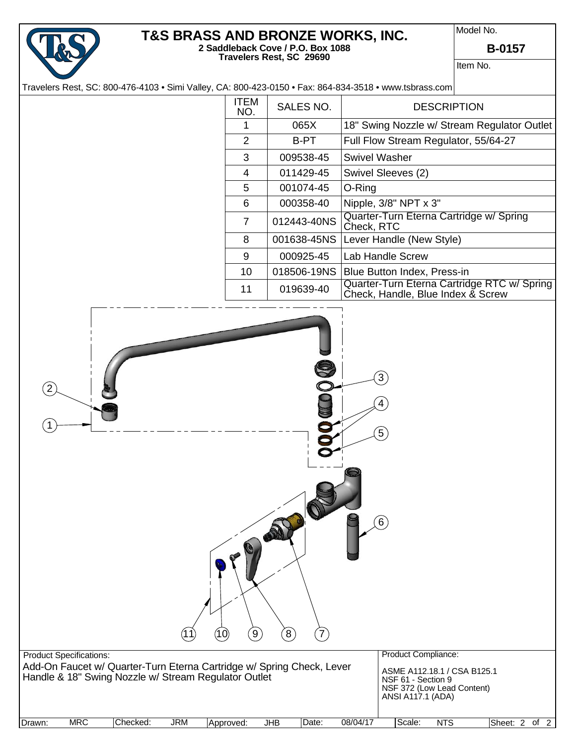# T&S BRASS AND BRONZE WORKS, INC.

**2 Saddleback Cove / P.O. Box 1088**
**Travelers Rest, SC 29690**

Model No. **B-0157**

Item No.

Travelers Rest, SC: 800-476-4103 • Simi Valley, CA: 800-423-0150 • Fax: 864-834-3518 • www.tsbrass.com

| ITEM NO. | SALES NO. | DESCRIPTION |
|---|---|---|
| 1 | 065X | 18" Swing Nozzle w/ Stream Regulator Outlet |
| 2 | B-PT | Full Flow Stream Regulator, 55/64-27 |
| 3 | 009538-45 | Swivel Washer |
| 4 | 011429-45 | Swivel Sleeves (2) |
| 5 | 001074-45 | O-Ring |
| 6 | 000358-40 | Nipple, 3/8" NPT x 3" |
| 7 | 012443-40NS | Quarter-Turn Eterna Cartridge w/ Spring Check, RTC |
| 8 | 001638-45NS | Lever Handle (New Style) |
| 9 | 000925-45 | Lab Handle Screw |
| 10 | 018506-19NS | Blue Button Index, Press-in |
| 11 | 019639-40 | Quarter-Turn Eterna Cartridge RTC w/ Spring Check, Handle, Blue Index & Screw |

Product Specifications:

Add-On Faucet w/ Quarter-Turn Eterna Cartridge w/ Spring Check, Lever Handle & 18" Swing Nozzle w/ Stream Regulator Outlet

Product Compliance:

ASME A112.18.1 / CSA B125.1
NSF 61 - Section 9
NSF 372 (Low Lead Content)
ANSI A117.1 (ADA)

| Drawn: | MRC | Checked: | JRM | Approved: | JHB | Date: | 08/04/17 | Scale: | NTS |
|---|---|---|---|---|---|---|---|---|---|